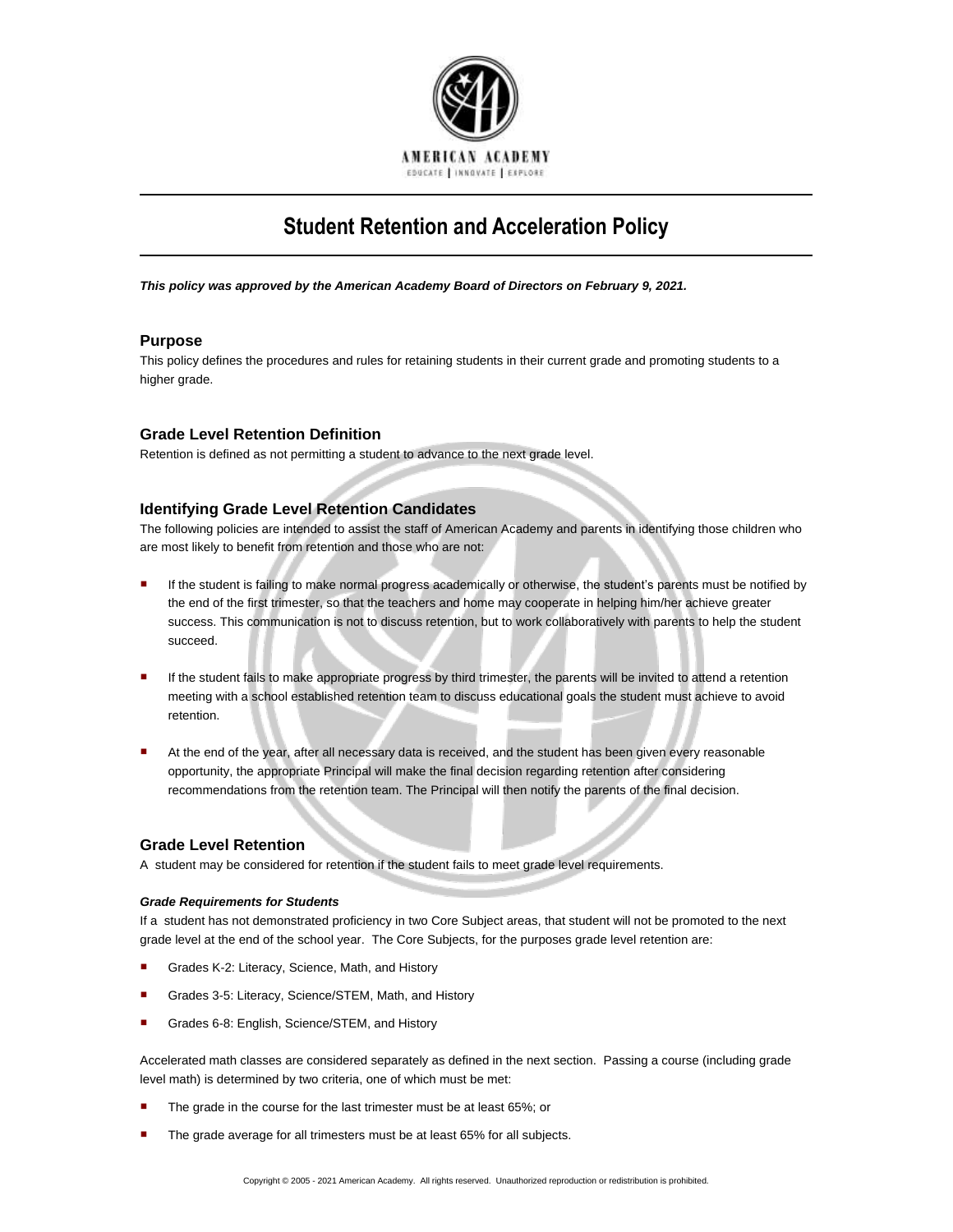AMERICAN ACADEMY

EDUCATE | INNOVATE | EXPLORE

# Student Retention and Acceleration Policy

***This policy was approved by the American Academy Board of Directors on February 9, 2021.***

## Purpose

This policy defines the procedures and rules for retaining students in their current grade and promoting students to a higher grade.

## Grade Level Retention Definition

Retention is defined as not permitting a student to advance to the next grade level.

## Identifying Grade Level Retention Candidates

The following policies are intended to assist the staff of American Academy and parents in identifying those children who are most likely to benefit from retention and those who are not:

- If the student is failing to make normal progress academically or otherwise, the student's parents must be notified by the end of the first trimester, so that the teachers and home may cooperate in helping him/her achieve greater success. This communication is not to discuss retention, but to work collaboratively with parents to help the student succeed.
- If the student fails to make appropriate progress by third trimester, the parents will be invited to attend a retention meeting with a school established retention team to discuss educational goals the student must achieve to avoid retention.
- At the end of the year, after all necessary data is received, and the student has been given every reasonable opportunity, the appropriate Principal will make the final decision regarding retention after considering recommendations from the retention team. The Principal will then notify the parents of the final decision.

## Grade Level Retention

A student may be considered for retention if the student fails to meet grade level requirements.

### *Grade Requirements for Students*

If a student has not demonstrated proficiency in two Core Subject areas, that student will not be promoted to the next grade level at the end of the school year. The Core Subjects, for the purposes grade level retention are:

- Grades K-2: Literacy, Science, Math, and History
- Grades 3-5: Literacy, Science/STEM, Math, and History
- Grades 6-8: English, Science/STEM, and History

Accelerated math classes are considered separately as defined in the next section. Passing a course (including grade level math) is determined by two criteria, one of which must be met:

- The grade in the course for the last trimester must be at least 65%; or
- The grade average for all trimesters must be at least 65% for all subjects.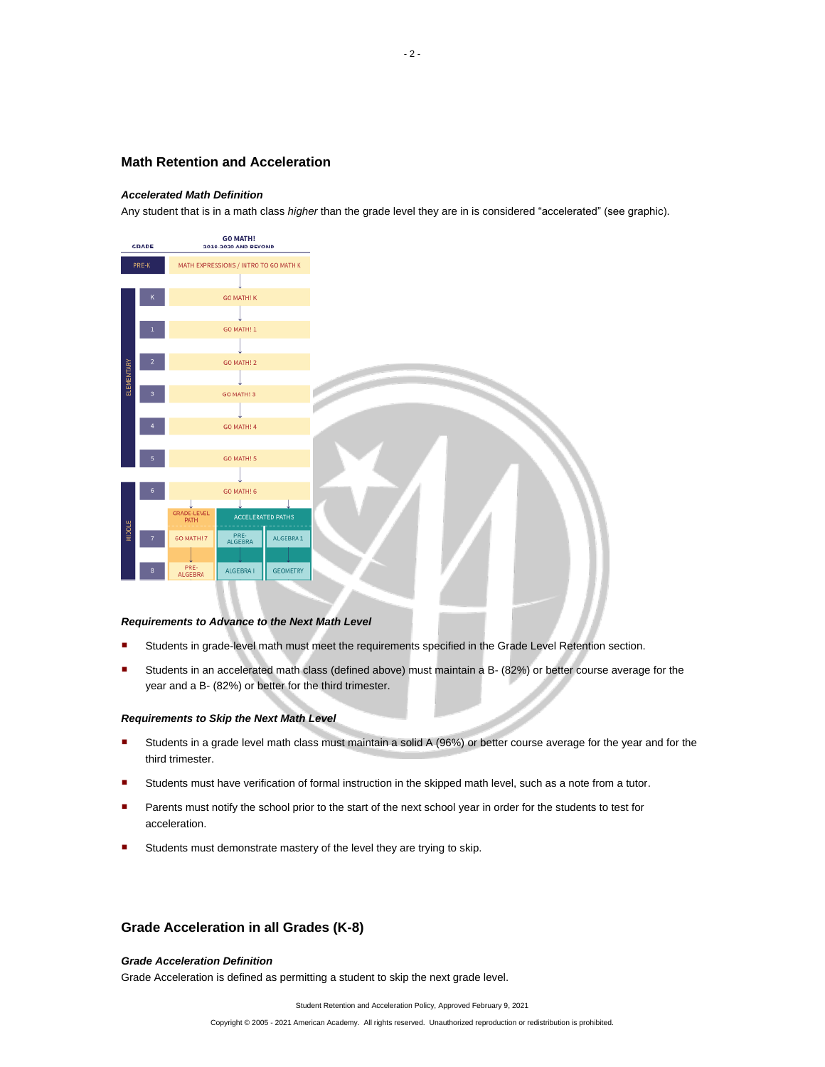## Math Retention and Acceleration

### *Accelerated Math Definition*

Any student that is in a math class *higher* than the grade level they are in is considered "accelerated" (see graphic).

| GRADE | | GO MATH! 2019-2020 AND BEYOND | | |
|---|---|---|---|---|
| | PRE-K | MATH EXPRESSIONS / INTRO TO GO MATH K | | |
| ELEMENTARY | K | GO MATH! K | | |
| | 1 | GO MATH! 1 | | |
| | 2 | GO MATH! 2 | | |
| | 3 | GO MATH! 3 | | |
| | 4 | GO MATH! 4 | | |
| | 5 | GO MATH! 5 | | |
| MIDDLE | 6 | GO MATH! 6 | | |
| | | GRADE-LEVEL PATH | ACCELERATED PATHS | |
| | 7 | GO MATH! 7 | PRE-ALGEBRA | ALGEBRA 1 |
| | 8 | PRE-ALGEBRA | ALGEBRA I | GEOMETRY |

### *Requirements to Advance to the Next Math Level*

- Students in grade-level math must meet the requirements specified in the Grade Level Retention section.
- Students in an accelerated math class (defined above) must maintain a B- (82%) or better course average for the year and a B- (82%) or better for the third trimester.

### *Requirements to Skip the Next Math Level*

- Students in a grade level math class must maintain a solid A (96%) or better course average for the year and for the third trimester.
- Students must have verification of formal instruction in the skipped math level, such as a note from a tutor.
- Parents must notify the school prior to the start of the next school year in order for the students to test for acceleration.
- Students must demonstrate mastery of the level they are trying to skip.

## Grade Acceleration in all Grades (K-8)

### *Grade Acceleration Definition*

Grade Acceleration is defined as permitting a student to skip the next grade level.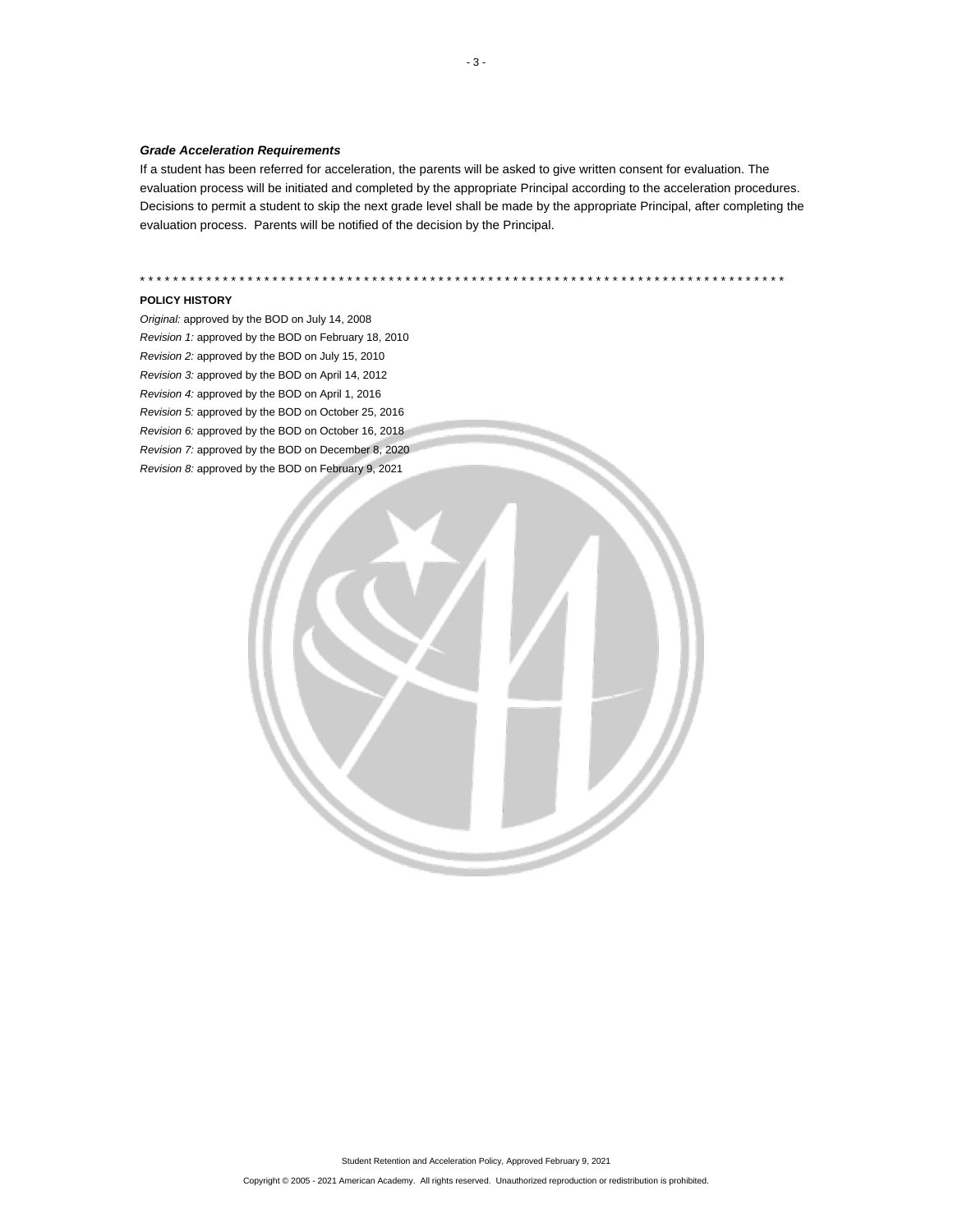***Grade Acceleration Requirements***

If a student has been referred for acceleration, the parents will be asked to give written consent for evaluation. The evaluation process will be initiated and completed by the appropriate Principal according to the acceleration procedures. Decisions to permit a student to skip the next grade level shall be made by the appropriate Principal, after completing the evaluation process. Parents will be notified of the decision by the Principal.

* * * * * * * * * * * * * * * * * * * * * * * * * * * * * * * * * * * * * * * * * * * * * * * * * * * * * * * * * * * * * * * * * * * * * * * * * * * * * * * *

**POLICY HISTORY**

*Original:* approved by the BOD on July 14, 2008
*Revision 1:* approved by the BOD on February 18, 2010
*Revision 2:* approved by the BOD on July 15, 2010
*Revision 3:* approved by the BOD on April 14, 2012
*Revision 4:* approved by the BOD on April 1, 2016
*Revision 5:* approved by the BOD on October 25, 2016
*Revision 6:* approved by the BOD on October 16, 2018
*Revision 7:* approved by the BOD on December 8, 2020
*Revision 8:* approved by the BOD on February 9, 2021